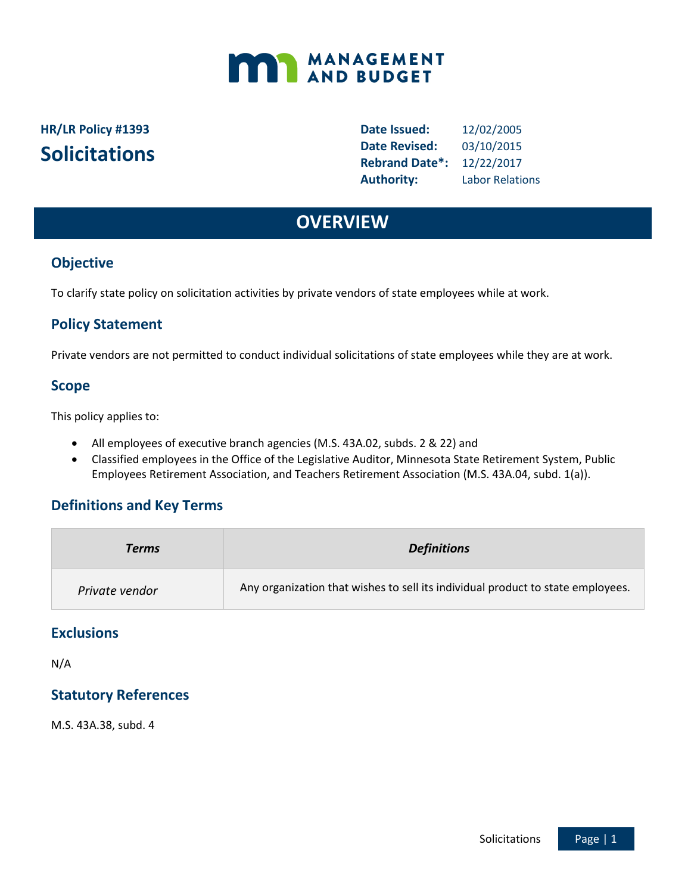MANAGEMENT AND BUDGET

**HR/LR Policy #1393**

# Solicitations

**Date Issued:** 12/02/2005
**Date Revised:** 03/10/2015
**Rebrand Date*:** 12/22/2017
**Authority:** Labor Relations

## OVERVIEW

### Objective

To clarify state policy on solicitation activities by private vendors of state employees while at work.

### Policy Statement

Private vendors are not permitted to conduct individual solicitations of state employees while they are at work.

### Scope

This policy applies to:

- All employees of executive branch agencies (M.S. 43A.02, subds. 2 & 22) and
- Classified employees in the Office of the Legislative Auditor, Minnesota State Retirement System, Public Employees Retirement Association, and Teachers Retirement Association (M.S. 43A.04, subd. 1(a)).

### Definitions and Key Terms

| *Terms* | *Definitions* |
|---|---|
| *Private vendor* | Any organization that wishes to sell its individual product to state employees. |

### Exclusions

N/A

### Statutory References

M.S. 43A.38, subd. 4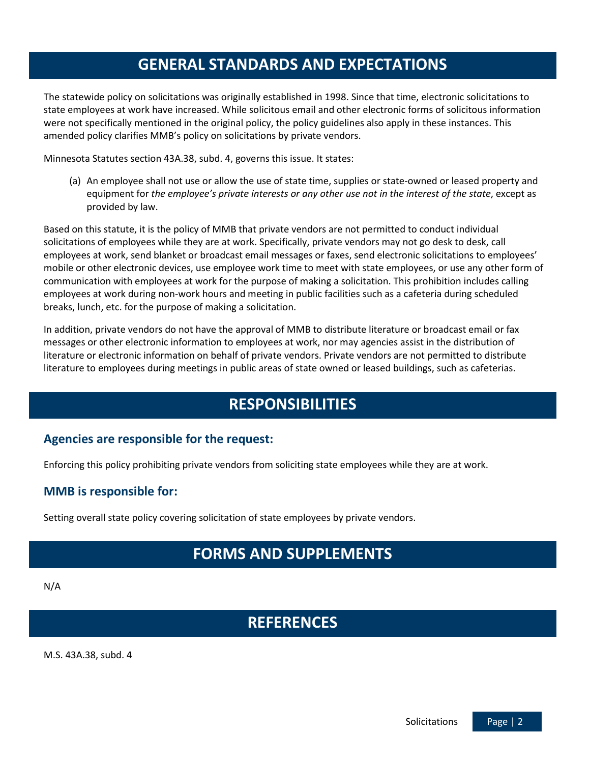# GENERAL STANDARDS AND EXPECTATIONS

The statewide policy on solicitations was originally established in 1998. Since that time, electronic solicitations to state employees at work have increased. While solicitous email and other electronic forms of solicitous information were not specifically mentioned in the original policy, the policy guidelines also apply in these instances. This amended policy clarifies MMB's policy on solicitations by private vendors.

Minnesota Statutes section 43A.38, subd. 4, governs this issue. It states:

> (a) An employee shall not use or allow the use of state time, supplies or state-owned or leased property and equipment for *the employee's private interests or any other use not in the interest of the state*, except as provided by law.

Based on this statute, it is the policy of MMB that private vendors are not permitted to conduct individual solicitations of employees while they are at work. Specifically, private vendors may not go desk to desk, call employees at work, send blanket or broadcast email messages or faxes, send electronic solicitations to employees' mobile or other electronic devices, use employee work time to meet with state employees, or use any other form of communication with employees at work for the purpose of making a solicitation. This prohibition includes calling employees at work during non-work hours and meeting in public facilities such as a cafeteria during scheduled breaks, lunch, etc. for the purpose of making a solicitation.

In addition, private vendors do not have the approval of MMB to distribute literature or broadcast email or fax messages or other electronic information to employees at work, nor may agencies assist in the distribution of literature or electronic information on behalf of private vendors. Private vendors are not permitted to distribute literature to employees during meetings in public areas of state owned or leased buildings, such as cafeterias.

# RESPONSIBILITIES

## Agencies are responsible for the request:

Enforcing this policy prohibiting private vendors from soliciting state employees while they are at work.

## MMB is responsible for:

Setting overall state policy covering solicitation of state employees by private vendors.

# FORMS AND SUPPLEMENTS

N/A

# REFERENCES

M.S. 43A.38, subd. 4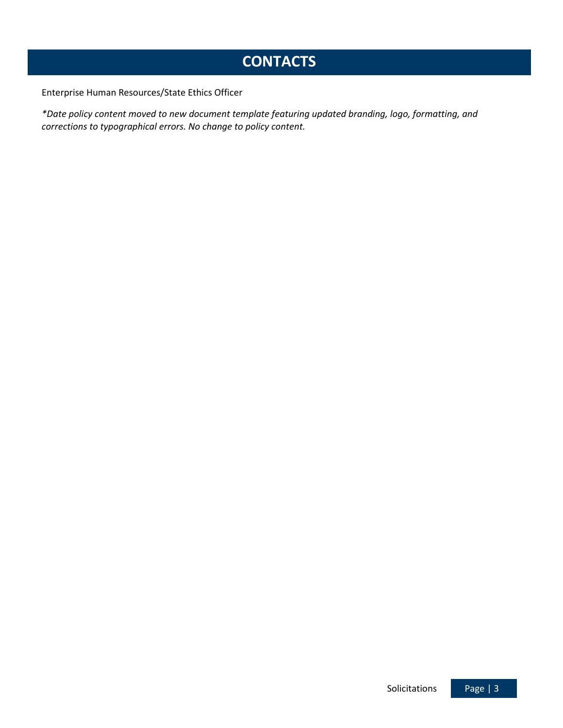# CONTACTS

Enterprise Human Resources/State Ethics Officer

*\*Date policy content moved to new document template featuring updated branding, logo, formatting, and corrections to typographical errors. No change to policy content.*